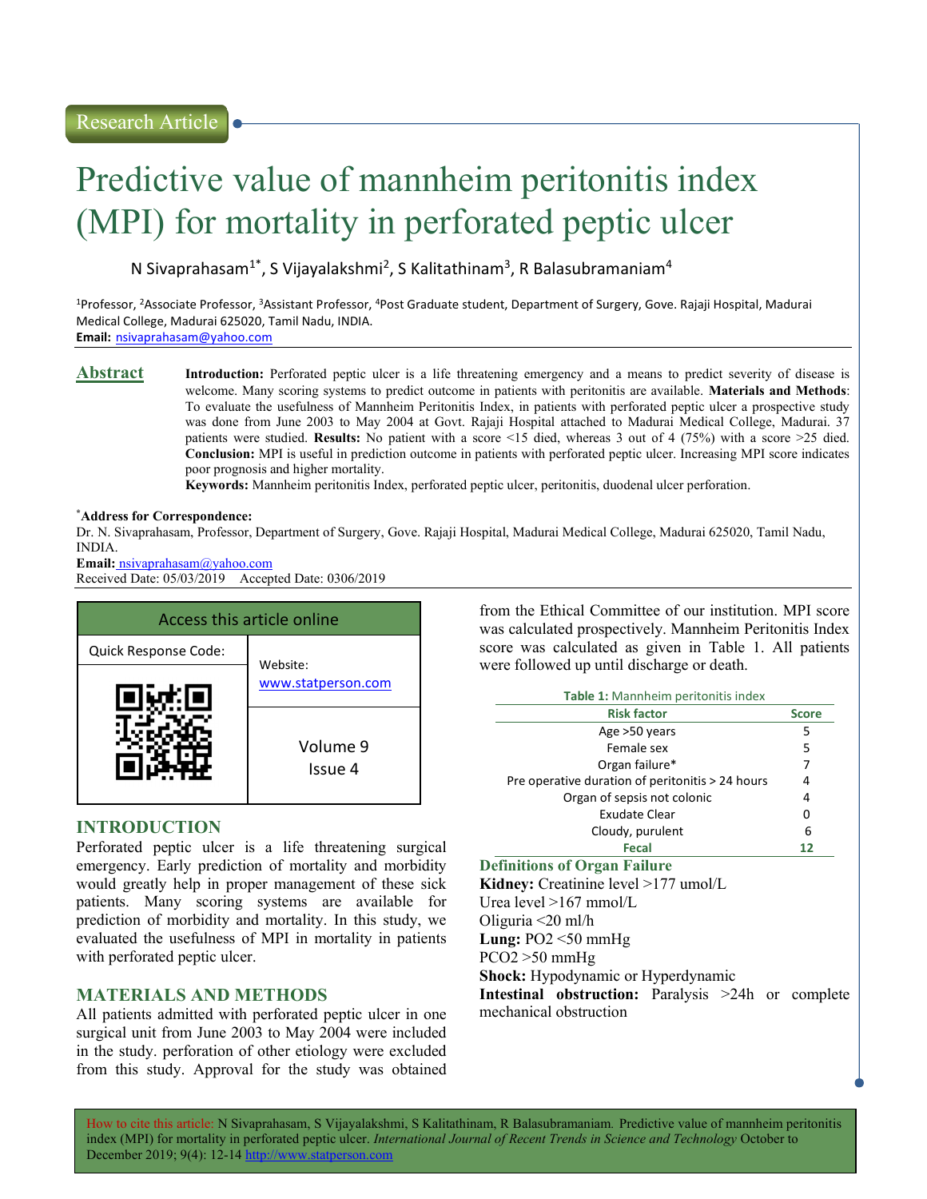Research Article

# Predictive value of mannheim peritonitis index (MPI) for mortality in perforated peptic ulcer

N Sivaprahasam[1*], S Vijayalakshmi[2], S Kalitathinam[3], R Balasubramaniam[4]

[1]Professor, [2]Associate Professor, [3]Assistant Professor, [4]Post Graduate student, Department of Surgery, Gove. Rajaji Hospital, Madurai Medical College, Madurai 625020, Tamil Nadu, INDIA.

**Email:** nsivaprahasam@yahoo.com

## Abstract

**Introduction:** Perforated peptic ulcer is a life threatening emergency and a means to predict severity of disease is welcome. Many scoring systems to predict outcome in patients with peritonitis are available. **Materials and Methods**: To evaluate the usefulness of Mannheim Peritonitis Index, in patients with perforated peptic ulcer a prospective study was done from June 2003 to May 2004 at Govt. Rajaji Hospital attached to Madurai Medical College, Madurai. 37 patients were studied. **Results:** No patient with a score <15 died, whereas 3 out of 4 (75%) with a score >25 died. **Conclusion:** MPI is useful in prediction outcome in patients with perforated peptic ulcer. Increasing MPI score indicates poor prognosis and higher mortality.

**Keywords:** Mannheim peritonitis Index, perforated peptic ulcer, peritonitis, duodenal ulcer perforation.

***Address for Correspondence:**

Dr. N. Sivaprahasam, Professor, Department of Surgery, Gove. Rajaji Hospital, Madurai Medical College, Madurai 625020, Tamil Nadu, INDIA.

**Email:** nsivaprahasam@yahoo.com

Received Date: 05/03/2019 Accepted Date: 0306/2019

| Access this article online | |
|---|---|
| Quick Response Code: | Website: www.statperson.com |
| | Volume 9 Issue 4 |

## INTRODUCTION

Perforated peptic ulcer is a life threatening surgical emergency. Early prediction of mortality and morbidity would greatly help in proper management of these sick patients. Many scoring systems are available for prediction of morbidity and mortality. In this study, we evaluated the usefulness of MPI in mortality in patients with perforated peptic ulcer.

## MATERIALS AND METHODS

All patients admitted with perforated peptic ulcer in one surgical unit from June 2003 to May 2004 were included in the study. perforation of other etiology were excluded from this study. Approval for the study was obtained from the Ethical Committee of our institution. MPI score was calculated prospectively. Mannheim Peritonitis Index score was calculated as given in Table 1. All patients were followed up until discharge or death.

**Table 1:** Mannheim peritonitis index

| Risk factor | Score |
|---|---|
| Age >50 years | 5 |
| Female sex | 5 |
| Organ failure* | 7 |
| Pre operative duration of peritonitis > 24 hours | 4 |
| Organ of sepsis not colonic | 4 |
| Exudate Clear | 0 |
| Cloudy, purulent | 6 |
| **Fecal** | **12** |

### Definitions of Organ Failure

**Kidney:** Creatinine level >177 umol/L

Urea level >167 mmol/L

Oliguria <20 ml/h

**Lung:** PO2 <50 mmHg

PCO2 >50 mmHg

**Shock:** Hypodynamic or Hyperdynamic

**Intestinal obstruction:** Paralysis >24h or complete mechanical obstruction

How to cite this article: N Sivaprahasam, S Vijayalakshmi, S Kalitathinam, R Balasubramaniam. Predictive value of mannheim peritonitis index (MPI) for mortality in perforated peptic ulcer. *International Journal of Recent Trends in Science and Technology* October to December 2019; 9(4): 12-14 http://www.statperson.com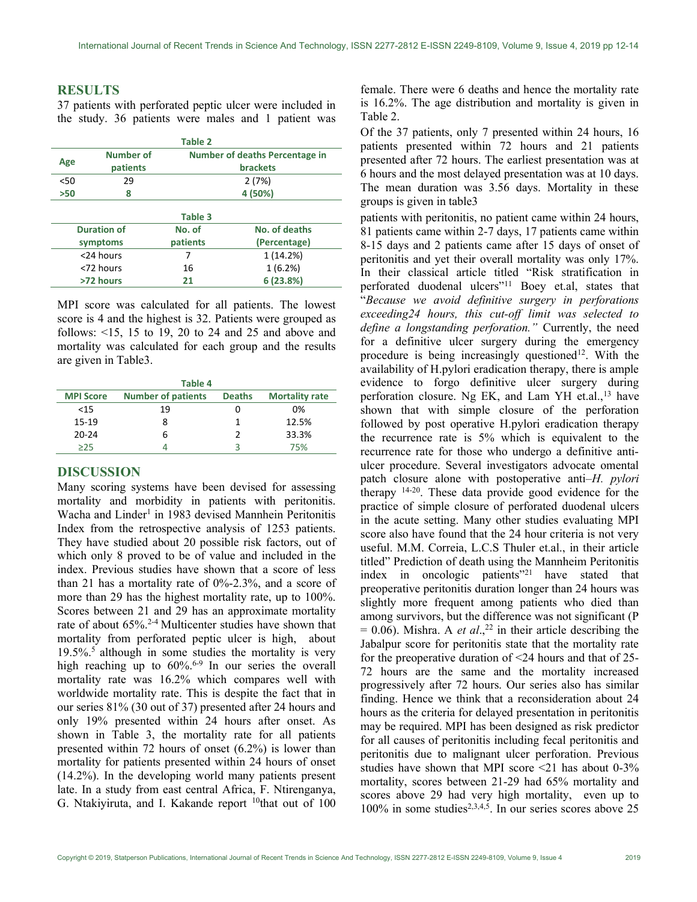## RESULTS

37 patients with perforated peptic ulcer were included in the study. 36 patients were males and 1 patient was female. There were 6 deaths and hence the mortality rate is 16.2%. The age distribution and mortality is given in Table 2.

**Table 2**

| Age | Number of patients | Number of deaths Percentage in brackets |
|---|---|---|
| <50 | 29 | 2 (7%) |
| **>50** | **8** | **4 (50%)** |

Of the 37 patients, only 7 presented within 24 hours, 16 patients presented within 72 hours and 21 patients presented after 72 hours. The earliest presentation was at 6 hours and the most delayed presentation was at 10 days. The mean duration was 3.56 days. Mortality in these groups is given in table3

**Table 3**

| Duration of symptoms | No. of patients | No. of deaths (Percentage) |
|---|---|---|
| <24 hours | 7 | 1 (14.2%) |
| <72 hours | 16 | 1 (6.2%) |
| **>72 hours** | **21** | **6 (23.8%)** |

MPI score was calculated for all patients. The lowest score is 4 and the highest is 32. Patients were grouped as follows: <15, 15 to 19, 20 to 24 and 25 and above and mortality was calculated for each group and the results are given in Table3.

**Table 4**

| MPI Score | Number of patients | Deaths | Mortality rate |
|---|---|---|---|
| <15 | 19 | 0 | 0% |
| 15-19 | 8 | 1 | 12.5% |
| 20-24 | 6 | 2 | 33.3% |
| ≥25 | 4 | 3 | 75% |

## DISCUSSION

Many scoring systems have been devised for assessing mortality and morbidity in patients with peritonitis. Wacha and Linder[1] in 1983 devised Mannhein Peritonitis Index from the retrospective analysis of 1253 patients. They have studied about 20 possible risk factors, out of which only 8 proved to be of value and included in the index. Previous studies have shown that a score of less than 21 has a mortality rate of 0%-2.3%, and a score of more than 29 has the highest mortality rate, up to 100%. Scores between 21 and 29 has an approximate mortality rate of about 65%.[2-4] Multicenter studies have shown that mortality from perforated peptic ulcer is high, about 19.5%.[5] although in some studies the mortality is very high reaching up to 60%.[6-9] In our series the overall mortality rate was 16.2% which compares well with worldwide mortality rate. This is despite the fact that in our series 81% (30 out of 37) presented after 24 hours and only 19% presented within 24 hours after onset. As shown in Table 3, the mortality rate for all patients presented within 72 hours of onset (6.2%) is lower than mortality for patients presented within 24 hours of onset (14.2%). In the developing world many patients present late. In a study from east central Africa, F. Ntirenganya, G. Ntakiyiruta, and I. Kakande report [10]that out of 100 patients with peritonitis, no patient came within 24 hours, 81 patients came within 2-7 days, 17 patients came within 8-15 days and 2 patients came after 15 days of onset of peritonitis and yet their overall mortality was only 17%. In their classical article titled "Risk stratification in perforated duodenal ulcers"[11] Boey et.al, states that "*Because we avoid definitive surgery in perforations exceeding24 hours, this cut-off limit was selected to define a longstanding perforation."* Currently, the need for a definitive ulcer surgery during the emergency procedure is being increasingly questioned[12]. With the availability of H.pylori eradication therapy, there is ample evidence to forgo definitive ulcer surgery during perforation closure. Ng EK, and Lam YH et.al.,[13] have shown that with simple closure of the perforation followed by post operative H.pylori eradication therapy the recurrence rate is 5% which is equivalent to the recurrence rate for those who undergo a definitive anti-ulcer procedure. Several investigators advocate omental patch closure alone with postoperative anti–*H. pylori* therapy [14-20]. These data provide good evidence for the practice of simple closure of perforated duodenal ulcers in the acute setting. Many other studies evaluating MPI score also have found that the 24 hour criteria is not very useful. M.M. Correia, L.C.S Thuler et.al., in their article titled" Prediction of death using the Mannheim Peritonitis index in oncologic patients"[21] have stated that preoperative peritonitis duration longer than 24 hours was slightly more frequent among patients who died than among survivors, but the difference was not significant (P = 0.06). Mishra. A *et al*.,[22] in their article describing the Jabalpur score for peritonitis state that the mortality rate for the preoperative duration of <24 hours and that of 25-72 hours are the same and the mortality increased progressively after 72 hours. Our series also has similar finding. Hence we think that a reconsideration about 24 hours as the criteria for delayed presentation in peritonitis may be required. MPI has been designed as risk predictor for all causes of peritonitis including fecal peritonitis and peritonitis due to malignant ulcer perforation. Previous studies have shown that MPI score <21 has about 0-3% mortality, scores between 21-29 had 65% mortality and scores above 29 had very high mortality, even up to 100% in some studies[2,3,4,5]. In our series scores above 25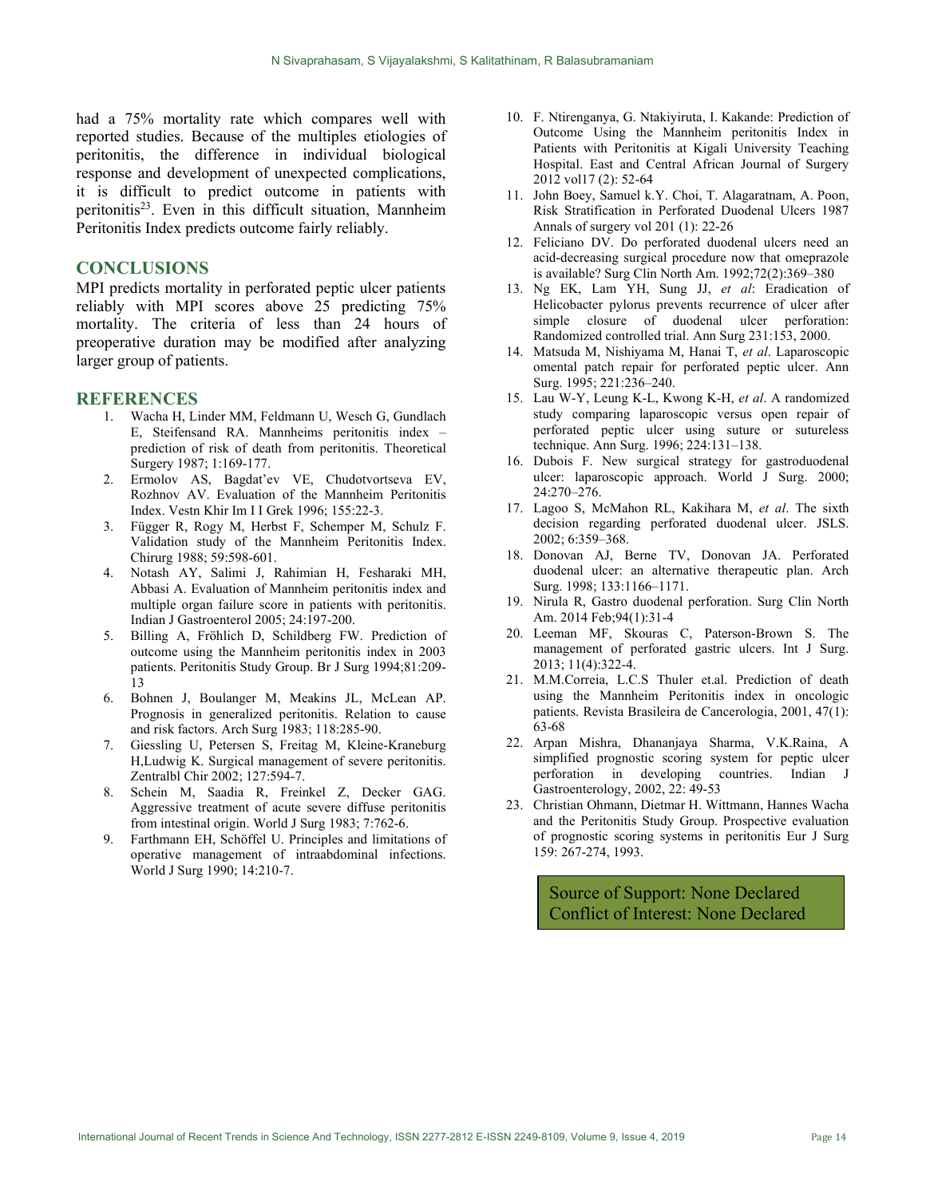had a 75% mortality rate which compares well with reported studies. Because of the multiples etiologies of peritonitis, the difference in individual biological response and development of unexpected complications, it is difficult to predict outcome in patients with peritonitis[23]. Even in this difficult situation, Mannheim Peritonitis Index predicts outcome fairly reliably.

## CONCLUSIONS

MPI predicts mortality in perforated peptic ulcer patients reliably with MPI scores above 25 predicting 75% mortality. The criteria of less than 24 hours of preoperative duration may be modified after analyzing larger group of patients.

## REFERENCES

1. Wacha H, Linder MM, Feldmann U, Wesch G, Gundlach E, Steifensand RA. Mannheims peritonitis index – prediction of risk of death from peritonitis. Theoretical Surgery 1987; 1:169-177.
2. Ermolov AS, Bagdat'ev VE, Chudotvortseva EV, Rozhnov AV. Evaluation of the Mannheim Peritonitis Index. Vestn Khir Im I I Grek 1996; 155:22-3.
3. Függer R, Rogy M, Herbst F, Schemper M, Schulz F. Validation study of the Mannheim Peritonitis Index. Chirurg 1988; 59:598-601.
4. Notash AY, Salimi J, Rahimian H, Fesharaki MH, Abbasi A. Evaluation of Mannheim peritonitis index and multiple organ failure score in patients with peritonitis. Indian J Gastroenterol 2005; 24:197-200.
5. Billing A, Fröhlich D, Schildberg FW. Prediction of outcome using the Mannheim peritonitis index in 2003 patients. Peritonitis Study Group. Br J Surg 1994;81:209-13
6. Bohnen J, Boulanger M, Meakins JL, McLean AP. Prognosis in generalized peritonitis. Relation to cause and risk factors. Arch Surg 1983; 118:285-90.
7. Giessling U, Petersen S, Freitag M, Kleine-Kraneburg H,Ludwig K. Surgical management of severe peritonitis. Zentralbl Chir 2002; 127:594-7.
8. Schein M, Saadia R, Freinkel Z, Decker GAG. Aggressive treatment of acute severe diffuse peritonitis from intestinal origin. World J Surg 1983; 7:762-6.
9. Farthmann EH, Schöffel U. Principles and limitations of operative management of intraabdominal infections. World J Surg 1990; 14:210-7.
10. F. Ntirenganya, G. Ntakiyiruta, I. Kakande: Prediction of Outcome Using the Mannheim peritonitis Index in Patients with Peritonitis at Kigali University Teaching Hospital. East and Central African Journal of Surgery 2012 vol17 (2): 52-64
11. John Boey, Samuel k.Y. Choi, T. Alagaratnam, A. Poon, Risk Stratification in Perforated Duodenal Ulcers 1987 Annals of surgery vol 201 (1): 22-26
12. Feliciano DV. Do perforated duodenal ulcers need an acid-decreasing surgical procedure now that omeprazole is available? Surg Clin North Am. 1992;72(2):369–380
13. Ng EK, Lam YH, Sung JJ, *et al*: Eradication of Helicobacter pylorus prevents recurrence of ulcer after simple closure of duodenal ulcer perforation: Randomized controlled trial. Ann Surg 231:153, 2000.
14. Matsuda M, Nishiyama M, Hanai T, *et al*. Laparoscopic omental patch repair for perforated peptic ulcer. Ann Surg. 1995; 221:236–240.
15. Lau W-Y, Leung K-L, Kwong K-H, *et al*. A randomized study comparing laparoscopic versus open repair of perforated peptic ulcer using suture or sutureless technique. Ann Surg. 1996; 224:131–138.
16. Dubois F. New surgical strategy for gastroduodenal ulcer: laparoscopic approach. World J Surg. 2000; 24:270–276.
17. Lagoo S, McMahon RL, Kakihara M, *et al*. The sixth decision regarding perforated duodenal ulcer. JSLS. 2002; 6:359–368.
18. Donovan AJ, Berne TV, Donovan JA. Perforated duodenal ulcer: an alternative therapeutic plan. Arch Surg. 1998; 133:1166–1171.
19. Nirula R, Gastro duodenal perforation. Surg Clin North Am. 2014 Feb;94(1):31-4
20. Leeman MF, Skouras C, Paterson-Brown S. The management of perforated gastric ulcers. Int J Surg. 2013; 11(4):322-4.
21. M.M.Correia, L.C.S Thuler et.al. Prediction of death using the Mannheim Peritonitis index in oncologic patients. Revista Brasileira de Cancerologia, 2001, 47(1): 63-68
22. Arpan Mishra, Dhananjaya Sharma, V.K.Raina, A simplified prognostic scoring system for peptic ulcer perforation in developing countries. Indian J Gastroenterology, 2002, 22: 49-53
23. Christian Ohmann, Dietmar H. Wittmann, Hannes Wacha and the Peritonitis Study Group. Prospective evaluation of prognostic scoring systems in peritonitis Eur J Surg 159: 267-274, 1993.

Source of Support: None Declared
Conflict of Interest: None Declared